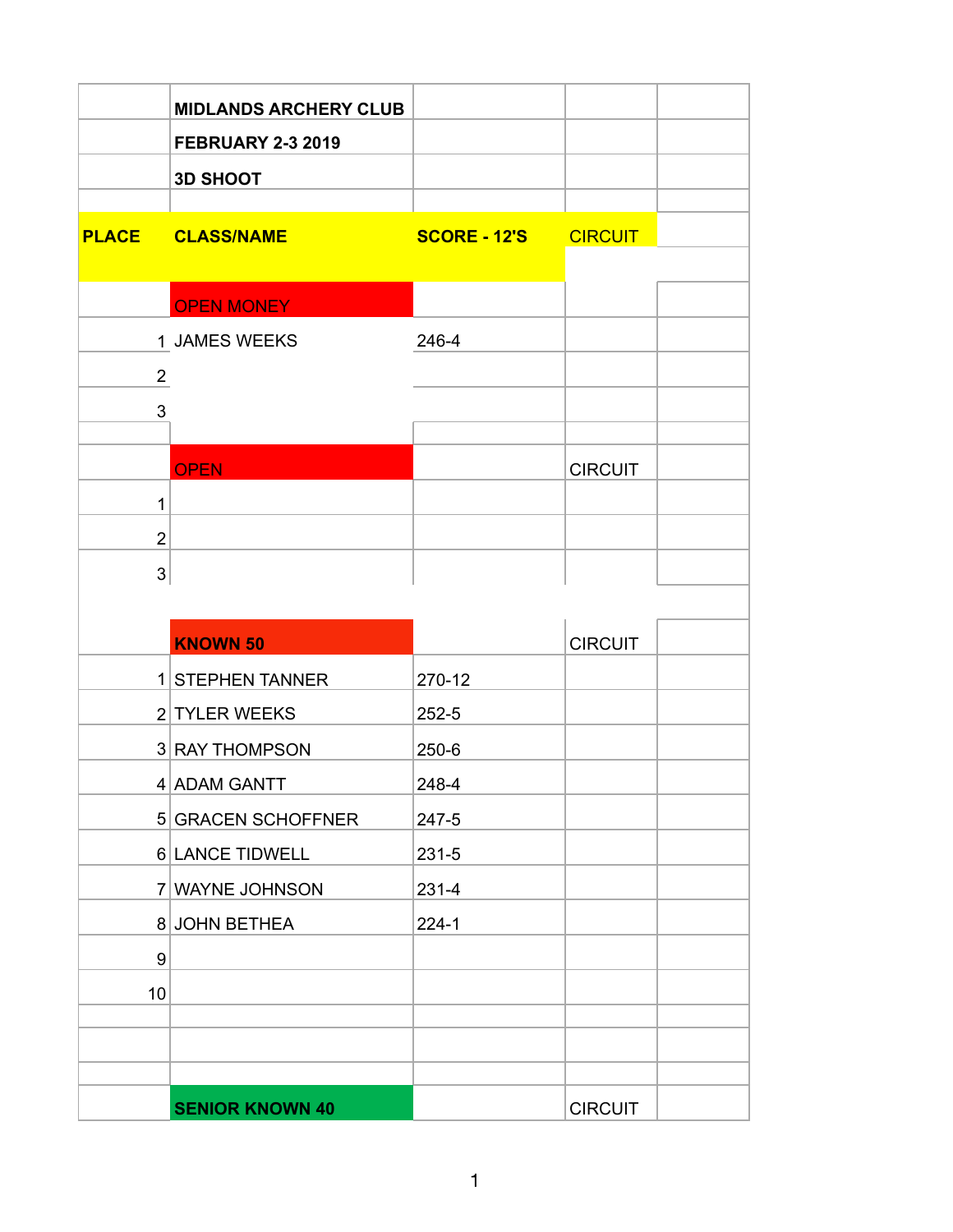| | | | | |
|---|---|---|---|---|
| | **MIDLANDS ARCHERY CLUB** | | | |
| | **FEBRUARY 2-3 2019** | | | |
| | **3D SHOOT** | | | |
| | | | | |
| **PLACE** | **CLASS/NAME** | **SCORE - 12'S** | CIRCUIT | |
| | OPEN MONEY | | | |
| 1 | JAMES WEEKS | 246-4 | | |
| 2 | | | | |
| 3 | | | | |
| | | | | |
| | OPEN | | CIRCUIT | |
| 1 | | | | |
| 2 | | | | |
| 3 | | | | |
| | | | | |
| | **KNOWN 50** | | CIRCUIT | |
| 1 | STEPHEN TANNER | 270-12 | | |
| 2 | TYLER WEEKS | 252-5 | | |
| 3 | RAY THOMPSON | 250-6 | | |
| 4 | ADAM GANTT | 248-4 | | |
| 5 | GRACEN SCHOFFNER | 247-5 | | |
| 6 | LANCE TIDWELL | 231-5 | | |
| 7 | WAYNE JOHNSON | 231-4 | | |
| 8 | JOHN BETHEA | 224-1 | | |
| 9 | | | | |
| 10 | | | | |
| | | | | |
| | | | | |
| | | | | |
| | **SENIOR KNOWN 40** | | CIRCUIT | |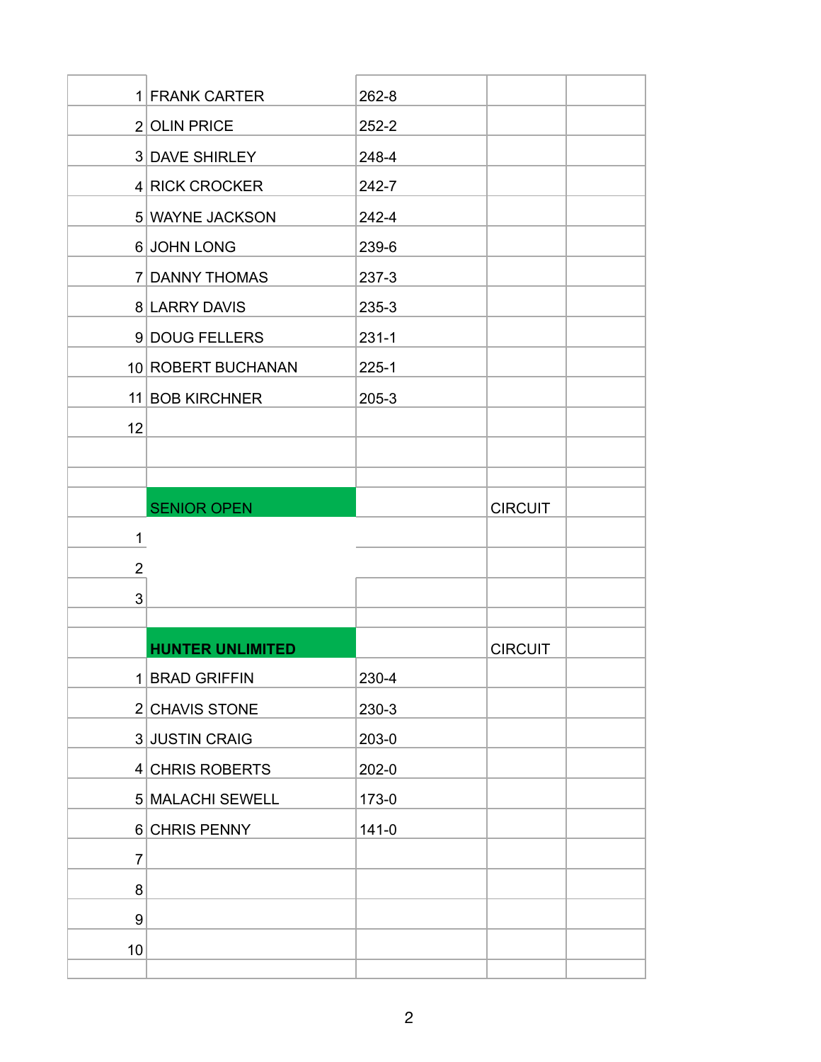| | | | | |
|---|---|---|---|---|
| 1 | FRANK CARTER | 262-8 | | |
| 2 | OLIN PRICE | 252-2 | | |
| 3 | DAVE SHIRLEY | 248-4 | | |
| 4 | RICK CROCKER | 242-7 | | |
| 5 | WAYNE JACKSON | 242-4 | | |
| 6 | JOHN LONG | 239-6 | | |
| 7 | DANNY THOMAS | 237-3 | | |
| 8 | LARRY DAVIS | 235-3 | | |
| 9 | DOUG FELLERS | 231-1 | | |
| 10 | ROBERT BUCHANAN | 225-1 | | |
| 11 | BOB KIRCHNER | 205-3 | | |
| 12 | | | | |
| | | | | |
| | | | | |
| | SENIOR OPEN | | CIRCUIT | |
| 1 | | | | |
| 2 | | | | |
| 3 | | | | |
| | | | | |
| | **HUNTER UNLIMITED** | | CIRCUIT | |
| 1 | BRAD GRIFFIN | 230-4 | | |
| 2 | CHAVIS STONE | 230-3 | | |
| 3 | JUSTIN CRAIG | 203-0 | | |
| 4 | CHRIS ROBERTS | 202-0 | | |
| 5 | MALACHI SEWELL | 173-0 | | |
| 6 | CHRIS PENNY | 141-0 | | |
| 7 | | | | |
| 8 | | | | |
| 9 | | | | |
| 10 | | | | |
| | | | | |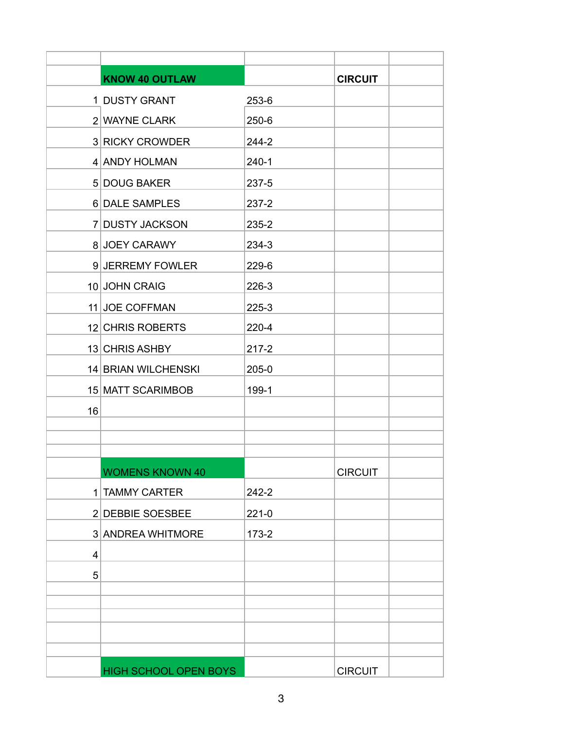| | KNOW 40 OUTLAW | | CIRCUIT | |
|---|---|---|---|---|
| 1 | DUSTY GRANT | 253-6 | | |
| 2 | WAYNE CLARK | 250-6 | | |
| 3 | RICKY CROWDER | 244-2 | | |
| 4 | ANDY HOLMAN | 240-1 | | |
| 5 | DOUG BAKER | 237-5 | | |
| 6 | DALE SAMPLES | 237-2 | | |
| 7 | DUSTY JACKSON | 235-2 | | |
| 8 | JOEY CARAWY | 234-3 | | |
| 9 | JERREMY FOWLER | 229-6 | | |
| 10 | JOHN CRAIG | 226-3 | | |
| 11 | JOE COFFMAN | 225-3 | | |
| 12 | CHRIS ROBERTS | 220-4 | | |
| 13 | CHRIS ASHBY | 217-2 | | |
| 14 | BRIAN WILCHENSKI | 205-0 | | |
| 15 | MATT SCARIMBOB | 199-1 | | |
| 16 | | | | |

| | WOMENS KNOWN 40 | | CIRCUIT | |
|---|---|---|---|---|
| 1 | TAMMY CARTER | 242-2 | | |
| 2 | DEBBIE SOESBEE | 221-0 | | |
| 3 | ANDREA WHITMORE | 173-2 | | |
| 4 | | | | |
| 5 | | | | |

| | HIGH SCHOOL OPEN BOYS | | CIRCUIT | |
|---|---|---|---|---|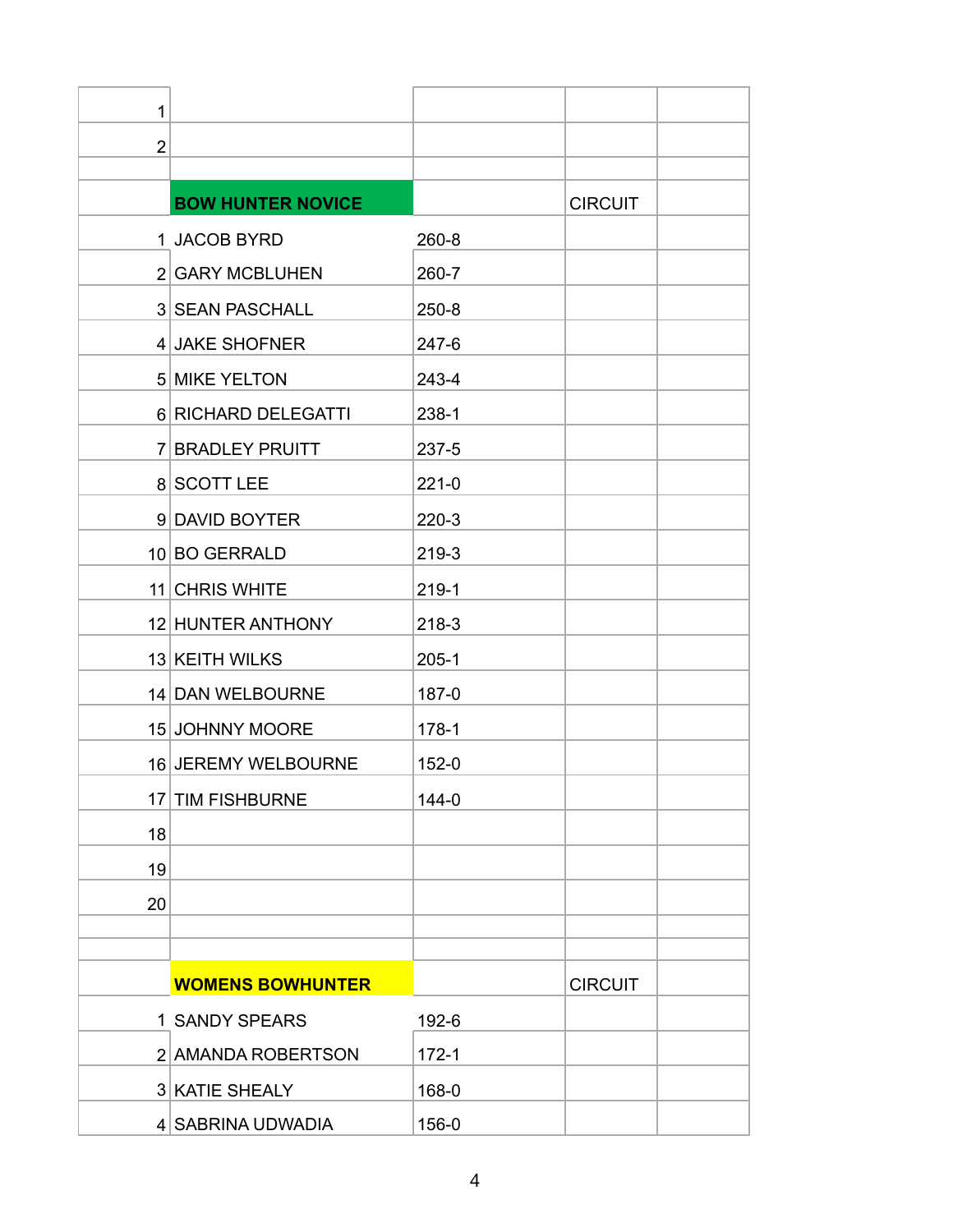| | | | | |
|---|---|---|---|---|
| 1 | | | | |
| 2 | | | | |
| | | | | |
| | **BOW HUNTER NOVICE** | | CIRCUIT | |
| 1 | JACOB BYRD | 260-8 | | |
| 2 | GARY MCBLUHEN | 260-7 | | |
| 3 | SEAN PASCHALL | 250-8 | | |
| 4 | JAKE SHOFNER | 247-6 | | |
| 5 | MIKE YELTON | 243-4 | | |
| 6 | RICHARD DELEGATTI | 238-1 | | |
| 7 | BRADLEY PRUITT | 237-5 | | |
| 8 | SCOTT LEE | 221-0 | | |
| 9 | DAVID BOYTER | 220-3 | | |
| 10 | BO GERRALD | 219-3 | | |
| 11 | CHRIS WHITE | 219-1 | | |
| 12 | HUNTER ANTHONY | 218-3 | | |
| 13 | KEITH WILKS | 205-1 | | |
| 14 | DAN WELBOURNE | 187-0 | | |
| 15 | JOHNNY MOORE | 178-1 | | |
| 16 | JEREMY WELBOURNE | 152-0 | | |
| 17 | TIM FISHBURNE | 144-0 | | |
| 18 | | | | |
| 19 | | | | |
| 20 | | | | |
| | | | | |
| | | | | |
| | **WOMENS BOWHUNTER** | | CIRCUIT | |
| 1 | SANDY SPEARS | 192-6 | | |
| 2 | AMANDA ROBERTSON | 172-1 | | |
| 3 | KATIE SHEALY | 168-0 | | |
| 4 | SABRINA UDWADIA | 156-0 | | |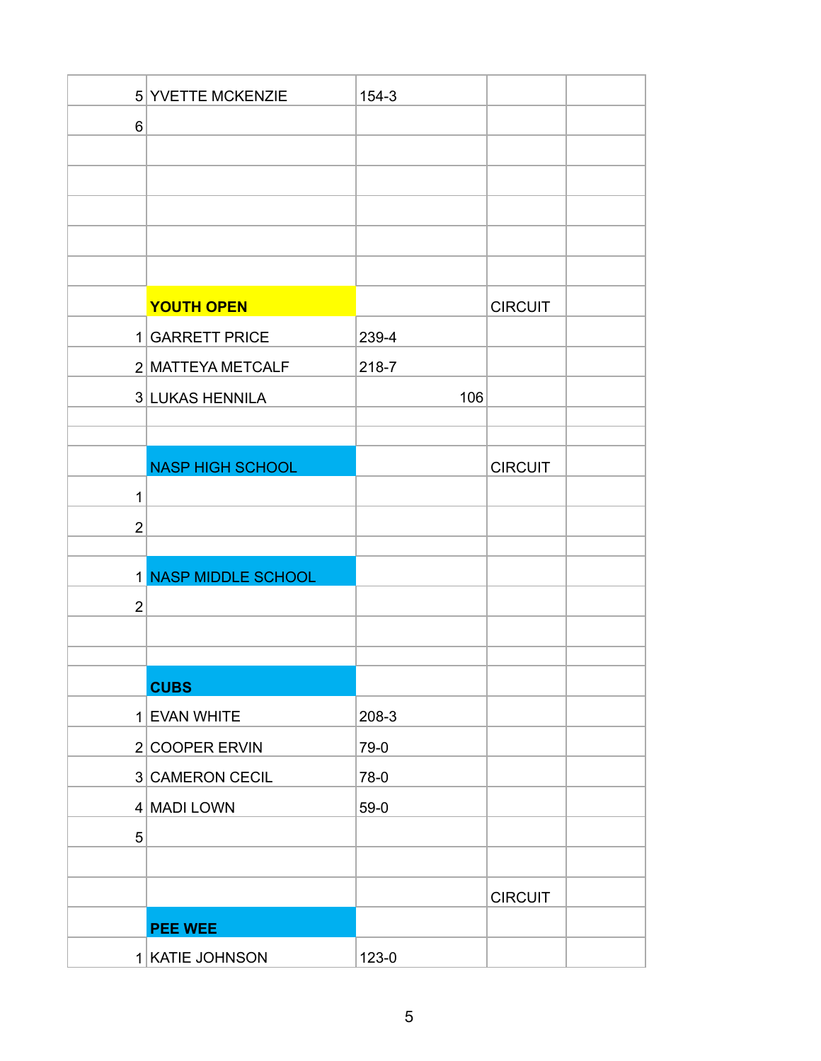| | | | | |
|---|---|---|---|---|
| 5 | YVETTE MCKENZIE | 154-3 | | |
| 6 | | | | |
| | | | | |
| | | | | |
| | | | | |
| | | | | |
| | | | | |
| | **YOUTH OPEN** | | CIRCUIT | |
| 1 | GARRETT PRICE | 239-4 | | |
| 2 | MATTEYA METCALF | 218-7 | | |
| 3 | LUKAS HENNILA | 106 | | |
| | | | | |
| | | | | |
| | NASP HIGH SCHOOL | | CIRCUIT | |
| 1 | | | | |
| 2 | | | | |
| | | | | |
| 1 | NASP MIDDLE SCHOOL | | | |
| 2 | | | | |
| | | | | |
| | | | | |
| | **CUBS** | | | |
| 1 | EVAN WHITE | 208-3 | | |
| 2 | COOPER ERVIN | 79-0 | | |
| 3 | CAMERON CECIL | 78-0 | | |
| 4 | MADI LOWN | 59-0 | | |
| 5 | | | | |
| | | | | |
| | | | CIRCUIT | |
| | **PEE WEE** | | | |
| 1 | KATIE JOHNSON | 123-0 | | |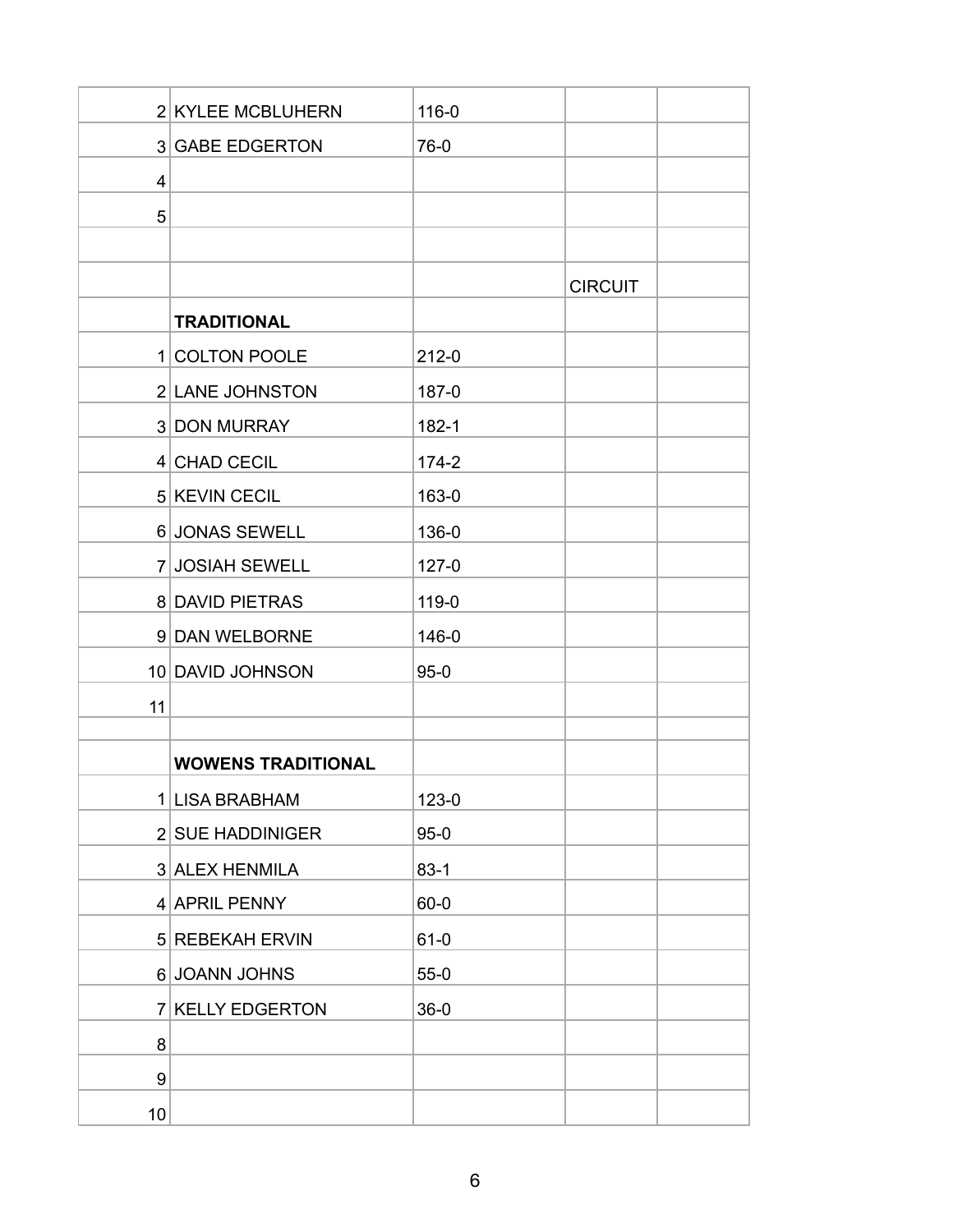| | | | | |
|---|---|---|---|---|
| 2 | KYLEE MCBLUHERN | 116-0 | | |
| 3 | GABE EDGERTON | 76-0 | | |
| 4 | | | | |
| 5 | | | | |
| | | | | |
| | | | CIRCUIT | |
| | **TRADITIONAL** | | | |
| 1 | COLTON POOLE | 212-0 | | |
| 2 | LANE JOHNSTON | 187-0 | | |
| 3 | DON MURRAY | 182-1 | | |
| 4 | CHAD CECIL | 174-2 | | |
| 5 | KEVIN CECIL | 163-0 | | |
| 6 | JONAS SEWELL | 136-0 | | |
| 7 | JOSIAH SEWELL | 127-0 | | |
| 8 | DAVID PIETRAS | 119-0 | | |
| 9 | DAN WELBORNE | 146-0 | | |
| 10 | DAVID JOHNSON | 95-0 | | |
| 11 | | | | |
| | | | | |
| | **WOWENS TRADITIONAL** | | | |
| 1 | LISA BRABHAM | 123-0 | | |
| 2 | SUE HADDINIGER | 95-0 | | |
| 3 | ALEX HENMILA | 83-1 | | |
| 4 | APRIL PENNY | 60-0 | | |
| 5 | REBEKAH ERVIN | 61-0 | | |
| 6 | JOANN JOHNS | 55-0 | | |
| 7 | KELLY EDGERTON | 36-0 | | |
| 8 | | | | |
| 9 | | | | |
| 10 | | | | |